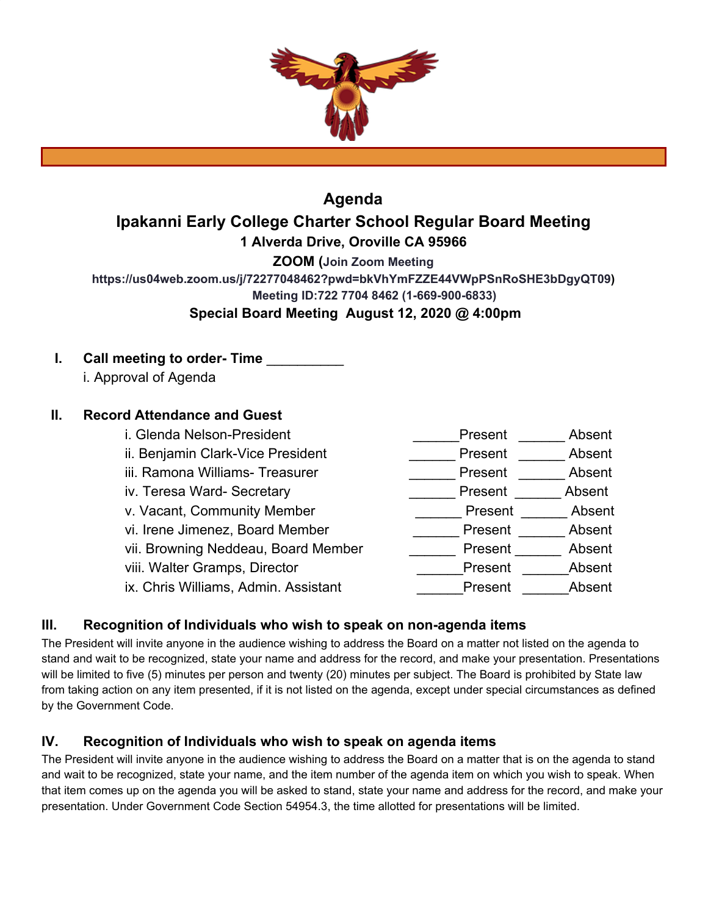# Agenda

## Ipakanni Early College Charter School Regular Board Meeting

**1 Alverda Drive, Oroville CA 95966**

**ZOOM (Join Zoom Meeting**
**https://us04web.zoom.us/j/72277048462?pwd=bkVhYmFZZE44VWpPSnRoSHE3bDgyQT09)**
**Meeting ID:722 7704 8462 (1-669-900-6833)**

**Special Board Meeting August 12, 2020 @ 4:00pm**

**I. Call meeting to order- Time __________**

i. Approval of Agenda

**II. Record Attendance and Guest**

| | | |
|---|---|---|
| i. Glenda Nelson-President | ______Present | ______ Absent |
| ii. Benjamin Clark-Vice President | ______ Present | ______ Absent |
| iii. Ramona Williams- Treasurer | ______ Present | ______ Absent |
| iv. Teresa Ward- Secretary | ______ Present | ______ Absent |
| v. Vacant, Community Member | ______ Present | ______ Absent |
| vi. Irene Jimenez, Board Member | ______ Present | ______ Absent |
| vii. Browning Neddeau, Board Member | ______ Present | ______ Absent |
| viii. Walter Gramps, Director | ______Present | ______Absent |
| ix. Chris Williams, Admin. Assistant | ______Present | ______Absent |

### III. Recognition of Individuals who wish to speak on non-agenda items

The President will invite anyone in the audience wishing to address the Board on a matter not listed on the agenda to stand and wait to be recognized, state your name and address for the record, and make your presentation. Presentations will be limited to five (5) minutes per person and twenty (20) minutes per subject. The Board is prohibited by State law from taking action on any item presented, if it is not listed on the agenda, except under special circumstances as defined by the Government Code.

### IV. Recognition of Individuals who wish to speak on agenda items

The President will invite anyone in the audience wishing to address the Board on a matter that is on the agenda to stand and wait to be recognized, state your name, and the item number of the agenda item on which you wish to speak. When that item comes up on the agenda you will be asked to stand, state your name and address for the record, and make your presentation. Under Government Code Section 54954.3, the time allotted for presentations will be limited.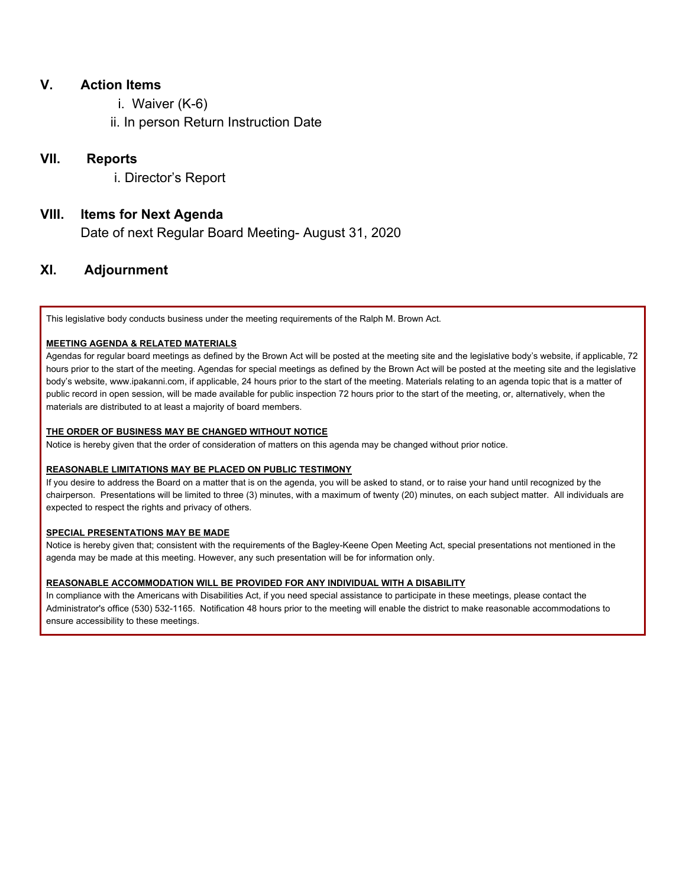## V. Action Items

i. Waiver (K-6)

ii. In person Return Instruction Date

## VII. Reports

i. Director's Report

## VIII. Items for Next Agenda

Date of next Regular Board Meeting- August 31, 2020

## XI. Adjournment

This legislative body conducts business under the meeting requirements of the Ralph M. Brown Act.

**MEETING AGENDA & RELATED MATERIALS**

Agendas for regular board meetings as defined by the Brown Act will be posted at the meeting site and the legislative body's website, if applicable, 72 hours prior to the start of the meeting. Agendas for special meetings as defined by the Brown Act will be posted at the meeting site and the legislative body's website, www.ipakanni.com, if applicable, 24 hours prior to the start of the meeting. Materials relating to an agenda topic that is a matter of public record in open session, will be made available for public inspection 72 hours prior to the start of the meeting, or, alternatively, when the materials are distributed to at least a majority of board members.

**THE ORDER OF BUSINESS MAY BE CHANGED WITHOUT NOTICE**

Notice is hereby given that the order of consideration of matters on this agenda may be changed without prior notice.

**REASONABLE LIMITATIONS MAY BE PLACED ON PUBLIC TESTIMONY**

If you desire to address the Board on a matter that is on the agenda, you will be asked to stand, or to raise your hand until recognized by the chairperson. Presentations will be limited to three (3) minutes, with a maximum of twenty (20) minutes, on each subject matter. All individuals are expected to respect the rights and privacy of others.

**SPECIAL PRESENTATIONS MAY BE MADE**

Notice is hereby given that; consistent with the requirements of the Bagley-Keene Open Meeting Act, special presentations not mentioned in the agenda may be made at this meeting. However, any such presentation will be for information only.

**REASONABLE ACCOMMODATION WILL BE PROVIDED FOR ANY INDIVIDUAL WITH A DISABILITY**

In compliance with the Americans with Disabilities Act, if you need special assistance to participate in these meetings, please contact the Administrator's office (530) 532-1165. Notification 48 hours prior to the meeting will enable the district to make reasonable accommodations to ensure accessibility to these meetings.